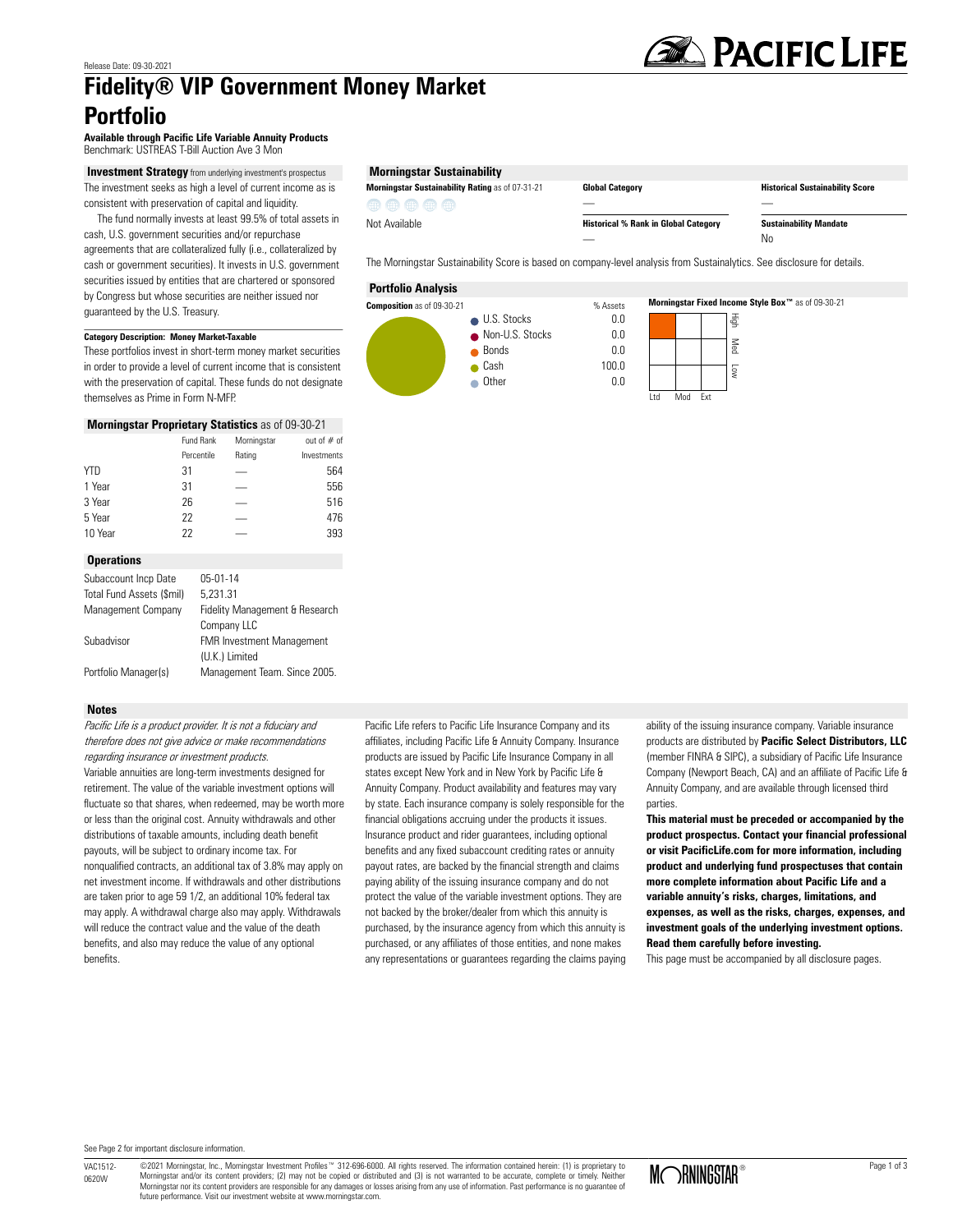Release Date: 09-30-2021

# Fidelity® VIP Government Money Market Portfolio

**Available through Pacific Life Variable Annuity Products**
Benchmark: USTREAS T-Bill Auction Ave 3 Mon

### Investment Strategy from underlying investment's prospectus

The investment seeks as high a level of current income as is consistent with preservation of capital and liquidity.

The fund normally invests at least 99.5% of total assets in cash, U.S. government securities and/or repurchase agreements that are collateralized fully (i.e., collateralized by cash or government securities). It invests in U.S. government securities issued by entities that are chartered or sponsored by Congress but whose securities are neither issued nor guaranteed by the U.S. Treasury.

**Category Description: Money Market-Taxable**

These portfolios invest in short-term money market securities in order to provide a level of current income that is consistent with the preservation of capital. These funds do not designate themselves as Prime in Form N-MFP.

### Morningstar Proprietary Statistics as of 09-30-21

| | Fund Rank Percentile | Morningstar Rating | out of # of Investments |
|---|---|---|---|
| YTD | 31 | — | 564 |
| 1 Year | 31 | — | 556 |
| 3 Year | 26 | — | 516 |
| 5 Year | 22 | — | 476 |
| 10 Year | 22 | — | 393 |

### Operations

| | |
|---|---|
| Subaccount Incp Date | 05-01-14 |
| Total Fund Assets ($mil) | 5,231.31 |
| Management Company | Fidelity Management & Research Company LLC |
| Subadvisor | FMR Investment Management (U.K.) Limited |
| Portfolio Manager(s) | Management Team. Since 2005. |

### Morningstar Sustainability

**Morningstar Sustainability Rating** as of 07-31-21

Not Available

| Global Category | Historical Sustainability Score |
|---|---|
| — | — |
| **Historical % Rank in Global Category** | **Sustainability Mandate** |
| — | No |

The Morningstar Sustainability Score is based on company-level analysis from Sustainalytics. See disclosure for details.

### Portfolio Analysis

**Composition** as of 09-30-21

| | % Assets |
|---|---|
| U.S. Stocks | 0.0 |
| Non-U.S. Stocks | 0.0 |
| Bonds | 0.0 |
| Cash | 100.0 |
| Other | 0.0 |

**Morningstar Fixed Income Style Box™** as of 09-30-21

Credit quality: High / Med / Low; Interest rate sensitivity: Ltd / Mod / Ext (High, Ltd)

### Notes

*Pacific Life is a product provider. It is not a fiduciary and therefore does not give advice or make recommendations regarding insurance or investment products.*

Variable annuities are long-term investments designed for retirement. The value of the variable investment options will fluctuate so that shares, when redeemed, may be worth more or less than the original cost. Annuity withdrawals and other distributions of taxable amounts, including death benefit payouts, will be subject to ordinary income tax. For nonqualified contracts, an additional tax of 3.8% may apply on net investment income. If withdrawals and other distributions are taken prior to age 59 1/2, an additional 10% federal tax may apply. A withdrawal charge also may apply. Withdrawals will reduce the contract value and the value of the death benefits, and also may reduce the value of any optional benefits.

Pacific Life refers to Pacific Life Insurance Company and its affiliates, including Pacific Life & Annuity Company. Insurance products are issued by Pacific Life Insurance Company in all states except New York and in New York by Pacific Life & Annuity Company. Product availability and features may vary by state. Each insurance company is solely responsible for the financial obligations accruing under the products it issues. Insurance product and rider guarantees, including optional benefits and any fixed subaccount crediting rates or annuity payout rates, are backed by the financial strength and claims paying ability of the issuing insurance company and do not protect the value of the variable investment options. They are not backed by the broker/dealer from which this annuity is purchased, by the insurance agency from which this annuity is purchased, or any affiliates of those entities, and none makes any representations or guarantees regarding the claims paying ability of the issuing insurance company. Variable insurance products are distributed by **Pacific Select Distributors, LLC** (member FINRA & SIPC), a subsidiary of Pacific Life Insurance Company (Newport Beach, CA) and an affiliate of Pacific Life & Annuity Company, and are available through licensed third parties.

**This material must be preceded or accompanied by the product prospectus. Contact your financial professional or visit PacificLife.com for more information, including product and underlying fund prospectuses that contain more complete information about Pacific Life and a variable annuity's risks, charges, limitations, and expenses, as well as the risks, charges, expenses, and investment goals of the underlying investment options. Read them carefully before investing.**

This page must be accompanied by all disclosure pages.

See Page 2 for important disclosure information.

VAC1512-0620W

©2021 Morningstar, Inc., Morningstar Investment Profiles™ 312-696-6000. All rights reserved. The information contained herein: (1) is proprietary to Morningstar and/or its content providers; (2) may not be copied or distributed and (3) is not warranted to be accurate, complete or timely. Neither Morningstar nor its content providers are responsible for any damages or losses arising from any use of information. Past performance is no guarantee of future performance. Visit our investment website at www.morningstar.com.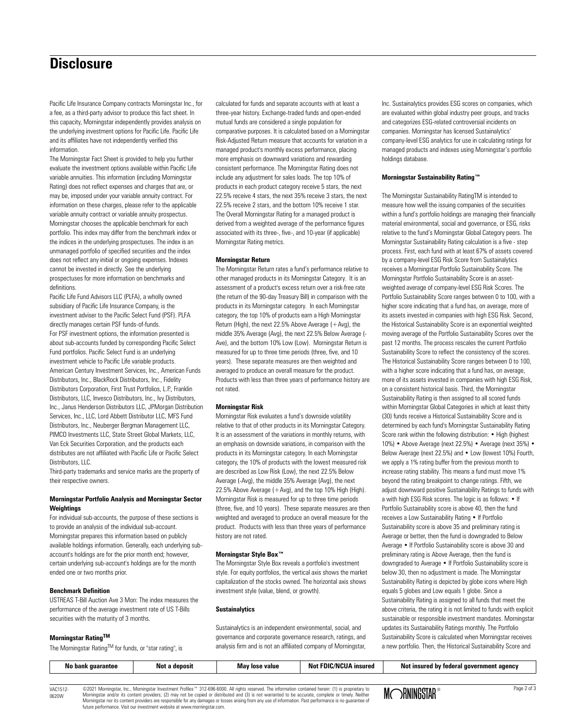# Disclosure

Pacific Life Insurance Company contracts Morningstar Inc., for a fee, as a third-party advisor to produce this fact sheet. In this capacity, Morningstar independently provides analysis on the underlying investment options for Pacific Life. Pacific Life and its affiliates have not independently verified this information.

The Morningstar Fact Sheet is provided to help you further evaluate the investment options available within Pacific Life variable annuities. This information (including Morningstar Rating) does not reflect expenses and charges that are, or may be, imposed under your variable annuity contract. For information on these charges, please refer to the applicable variable annuity contract or variable annuity prospectus. Morningstar chooses the applicable benchmark for each portfolio. This index may differ from the benchmark index or the indices in the underlying prospectuses. The index is an unmanaged portfolio of specified securities and the index does not reflect any initial or ongoing expenses. Indexes cannot be invested in directly. See the underlying prospectuses for more information on benchmarks and definitions.

Pacific Life Fund Advisors LLC (PLFA), a wholly owned subsidiary of Pacific Life Insurance Company, is the investment adviser to the Pacific Select Fund (PSF). PLFA directly manages certain PSF funds-of-funds.

For PSF investment options, the information presented is about sub-accounts funded by corresponding Pacific Select Fund portfolios. Pacific Select Fund is an underlying investment vehicle to Pacific Life variable products.

American Century Investment Services, Inc., American Funds Distributors, Inc., BlackRock Distributors, Inc., Fidelity Distributors Corporation, First Trust Portfolios, L.P., Franklin Distributors, LLC, Invesco Distributors, Inc., Ivy Distributors, Inc., Janus Henderson Distributors LLC, JPMorgan Distribution Services, Inc., LLC, Lord Abbett Distributor LLC, MFS Fund Distributors, Inc., Neuberger Bergman Management LLC, PIMCO Investments LLC, State Street Global Markets, LLC, Van Eck Securities Corporation, and the products each distributes are not affiliated with Pacific Life or Pacific Select Distributors, LLC.

Third-party trademarks and service marks are the property of their respective owners.

**Morningstar Portfolio Analysis and Morningstar Sector Weightings**

For individual sub-accounts, the purpose of these sections is to provide an analysis of the individual sub-account. Morningstar prepares this information based on publicly available holdings information. Generally, each underlying sub-account's holdings are for the prior month end; however, certain underlying sub-account's holdings are for the month ended one or two months prior.

**Benchmark Definition**

USTREAS T-Bill Auction Ave 3 Mon: The index measures the performance of the average investment rate of US T-Bills securities with the maturity of 3 months.

**Morningstar Rating™**

The Morningstar Rating™ for funds, or "star rating", is calculated for funds and separate accounts with at least a three-year history. Exchange-traded funds and open-ended mutual funds are considered a single population for comparative purposes. It is calculated based on a Morningstar Risk-Adjusted Return measure that accounts for variation in a managed product's monthly excess performance, placing more emphasis on downward variations and rewarding consistent performance. The Morningstar Rating does not include any adjustment for sales loads. The top 10% of products in each product category receive 5 stars, the next 22.5% receive 4 stars, the next 35% receive 3 stars, the next 22.5% receive 2 stars, and the bottom 10% receive 1 star. The Overall Morningstar Rating for a managed product is derived from a weighted average of the performance figures associated with its three-, five-, and 10-year (if applicable) Morningstar Rating metrics.

**Morningstar Return**

The Morningstar Return rates a fund's performance relative to other managed products in its Morningstar Category. It is an assessment of a product's excess return over a risk-free rate (the return of the 90-day Treasury Bill) in comparison with the products in its Morningstar category. In each Morningstar category, the top 10% of products earn a High Morningstar Return (High), the next 22.5% Above Average (+Avg), the middle 35% Average (Avg), the next 22.5% Below Average (-Ave), and the bottom 10% Low (Low). Morningstar Return is measured for up to three time periods (three, five, and 10 years). These separate measures are then weighted and averaged to produce an overall measure for the product. Products with less than three years of performance history are not rated.

**Morningstar Risk**

Morningstar Risk evaluates a fund's downside volatility relative to that of other products in its Morningstar Category. It is an assessment of the variations in monthly returns, with an emphasis on downside variations, in comparison with the products in its Morningstar category. In each Morningstar category, the 10% of products with the lowest measured risk are described as Low Risk (Low), the next 22.5% Below Average (-Avg), the middle 35% Average (Avg), the next 22.5% Above Average (+Avg), and the top 10% High (High). Morningstar Risk is measured for up to three time periods (three, five, and 10 years). These separate measures are then weighted and averaged to produce an overall measure for the product. Products with less than three years of performance history are not rated.

**Morningstar Style Box™**

The Morningstar Style Box reveals a portfolio's investment style. For equity portfolios, the vertical axis shows the market capitalization of the stocks owned. The horizontal axis shows investment style (value, blend, or growth).

**Sustainalytics**

Sustainalytics is an independent environmental, social, and governance and corporate governance research, ratings, and analysis firm and is not an affiliated company of Morningstar, Inc. Sustainalytics provides ESG scores on companies, which are evaluated within global industry peer groups, and tracks and categorizes ESG-related controversial incidents on companies. Morningstar has licensed Sustainalytics' company-level ESG analytics for use in calculating ratings for managed products and indexes using Morningstar's portfolio holdings database.

**Morningstar Sustainability Rating™**

The Morningstar Sustainability RatingTM is intended to measure how well the issuing companies of the securities within a fund's portfolio holdings are managing their financially material environmental, social and governance, or ESG, risks relative to the fund's Morningstar Global Category peers. The Morningstar Sustainability Rating calculation is a five - step process. First, each fund with at least 67% of assets covered by a company-level ESG Risk Score from Sustainalytics receives a Morningstar Portfolio Sustainability Score. The Morningstar Portfolio Sustainability Score is an asset-weighted average of company-level ESG Risk Scores. The Portfolio Sustainability Score ranges between 0 to 100, with a higher score indicating that a fund has, on average, more of its assets invested in companies with high ESG Risk. Second, the Historical Sustainability Score is an exponential weighted moving average of the Portfolio Sustainability Scores over the past 12 months. The process rescales the current Portfolio Sustainability Score to reflect the consistency of the scores. The Historical Sustainability Score ranges between 0 to 100, with a higher score indicating that a fund has, on average, more of its assets invested in companies with high ESG Risk, on a consistent historical basis. Third, the Morningstar Sustainability Rating is then assigned to all scored funds within Morningstar Global Categories in which at least thirty (30) funds receive a Historical Sustainability Score and is determined by each fund's Morningstar Sustainability Rating Score rank within the following distribution: • High (highest 10%) • Above Average (next 22.5%) • Average (next 35%) • Below Average (next 22.5%) and • Low (lowest 10%) Fourth, we apply a 1% rating buffer from the previous month to increase rating stability. This means a fund must move 1% beyond the rating breakpoint to change ratings. Fifth, we adjust downward positive Sustainability Ratings to funds with a with high ESG Risk scores. The logic is as follows: • If Portfolio Sustainability score is above 40, then the fund receives a Low Sustainability Rating • If Portfolio Sustainability score is above 35 and preliminary rating is Average or better, then the fund is downgraded to Below Average • If Portfolio Sustainability score is above 30 and preliminary rating is Above Average, then the fund is downgraded to Average • If Portfolio Sustainability score is below 30, then no adjustment is made. The Morningstar Sustainability Rating is depicted by globe icons where High equals 5 globes and Low equals 1 globe. Since a Sustainability Rating is assigned to all funds that meet the above criteria, the rating it is not limited to funds with explicit sustainable or responsible investment mandates. Morningstar updates its Sustainability Ratings monthly. The Portfolio Sustainability Score is calculated when Morningstar receives a new portfolio. Then, the Historical Sustainability Score and

| No bank guarantee | Not a deposit | May lose value | Not FDIC/NCUA insured | Not insured by federal government agency |
|---|---|---|---|---|

VAC1512-0620W

©2021 Morningstar, Inc., Morningstar Investment Profiles™ 312-696-6000. All rights reserved. The information contained herein: (1) is proprietary to Morningstar and/or its content providers; (2) may not be copied or distributed and (3) is not warranted to be accurate, complete or timely. Neither Morningstar nor its content providers are responsible for any damages or losses arising from any use of information. Past performance is no guarantee of future performance. Visit our investment website at www.morningstar.com.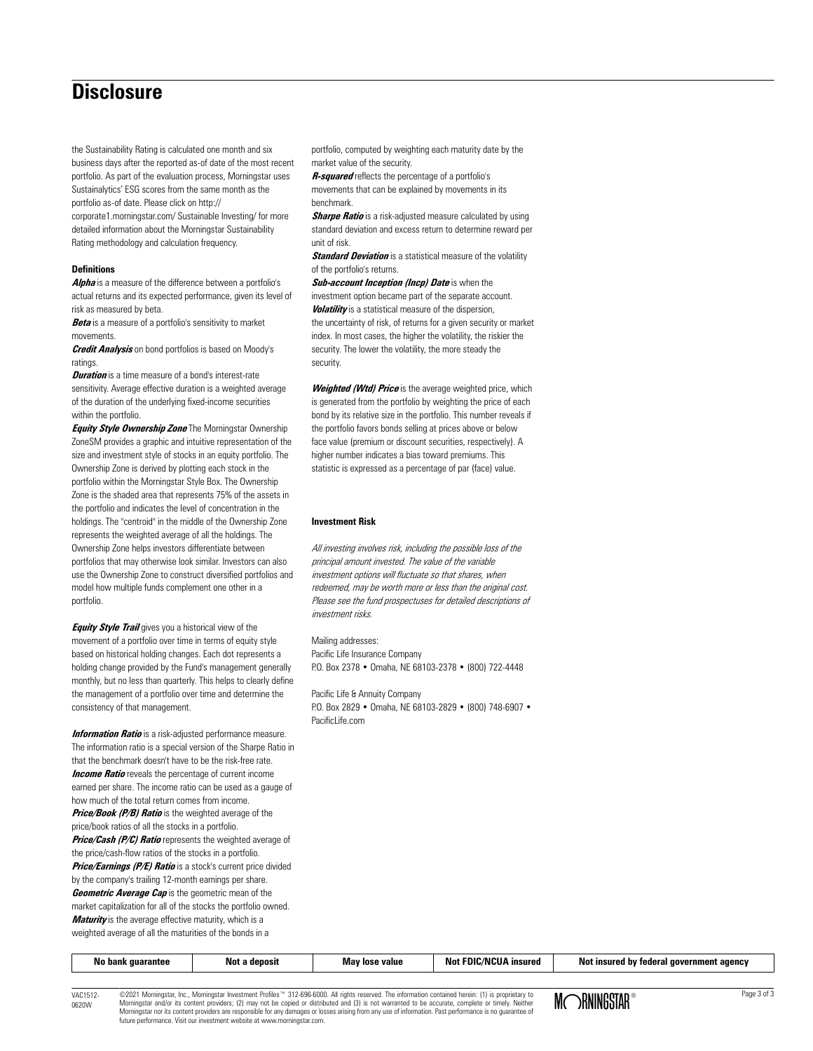# Disclosure

the Sustainability Rating is calculated one month and six business days after the reported as-of date of the most recent portfolio. As part of the evaluation process, Morningstar uses Sustainalytics' ESG scores from the same month as the portfolio as-of date. Please click on http:// corporate1.morningstar.com/ Sustainable Investing/ for more detailed information about the Morningstar Sustainability Rating methodology and calculation frequency.

**Definitions**

***Alpha*** is a measure of the difference between a portfolio's actual returns and its expected performance, given its level of risk as measured by beta.

***Beta*** is a measure of a portfolio's sensitivity to market movements.

***Credit Analysis*** on bond portfolios is based on Moody's ratings.

***Duration*** is a time measure of a bond's interest-rate sensitivity. Average effective duration is a weighted average of the duration of the underlying fixed-income securities within the portfolio.

***Equity Style Ownership Zone*** The Morningstar Ownership ZoneSM provides a graphic and intuitive representation of the size and investment style of stocks in an equity portfolio. The Ownership Zone is derived by plotting each stock in the portfolio within the Morningstar Style Box. The Ownership Zone is the shaded area that represents 75% of the assets in the portfolio and indicates the level of concentration in the holdings. The "centroid" in the middle of the Ownership Zone represents the weighted average of all the holdings. The Ownership Zone helps investors differentiate between portfolios that may otherwise look similar. Investors can also use the Ownership Zone to construct diversified portfolios and model how multiple funds complement one other in a portfolio.

***Equity Style Trail*** gives you a historical view of the movement of a portfolio over time in terms of equity style based on historical holding changes. Each dot represents a holding change provided by the Fund's management generally monthly, but no less than quarterly. This helps to clearly define the management of a portfolio over time and determine the consistency of that management.

***Information Ratio*** is a risk-adjusted performance measure. The information ratio is a special version of the Sharpe Ratio in that the benchmark doesn't have to be the risk-free rate.

***Income Ratio*** reveals the percentage of current income earned per share. The income ratio can be used as a gauge of how much of the total return comes from income.

***Price/Book (P/B) Ratio*** is the weighted average of the price/book ratios of all the stocks in a portfolio.

***Price/Cash (P/C) Ratio*** represents the weighted average of the price/cash-flow ratios of the stocks in a portfolio.

***Price/Earnings (P/E) Ratio*** is a stock's current price divided by the company's trailing 12-month earnings per share.

***Geometric Average Cap*** is the geometric mean of the market capitalization for all of the stocks the portfolio owned.

***Maturity*** is the average effective maturity, which is a weighted average of all the maturities of the bonds in a portfolio, computed by weighting each maturity date by the market value of the security.

***R-squared*** reflects the percentage of a portfolio's movements that can be explained by movements in its benchmark.

***Sharpe Ratio*** is a risk-adjusted measure calculated by using standard deviation and excess return to determine reward per unit of risk.

***Standard Deviation*** is a statistical measure of the volatility of the portfolio's returns.

***Sub-account Inception (Incp) Date*** is when the investment option became part of the separate account.

***Volatility*** is a statistical measure of the dispersion, the uncertainty of risk, of returns for a given security or market index. In most cases, the higher the volatility, the riskier the security. The lower the volatility, the more steady the security.

***Weighted (Wtd) Price*** is the average weighted price, which is generated from the portfolio by weighting the price of each bond by its relative size in the portfolio. This number reveals if the portfolio favors bonds selling at prices above or below face value (premium or discount securities, respectively). A higher number indicates a bias toward premiums. This statistic is expressed as a percentage of par (face) value.

**Investment Risk**

*All investing involves risk, including the possible loss of the principal amount invested. The value of the variable investment options will fluctuate so that shares, when redeemed, may be worth more or less than the original cost. Please see the fund prospectuses for detailed descriptions of investment risks.*

Mailing addresses:
Pacific Life Insurance Company
P.O. Box 2378 • Omaha, NE 68103-2378 • (800) 722-4448

Pacific Life & Annuity Company
P.O. Box 2829 • Omaha, NE 68103-2829 • (800) 748-6907 • PacificLife.com

| No bank guarantee | Not a deposit | May lose value | Not FDIC/NCUA insured | Not insured by federal government agency |
|---|---|---|---|---|

VAC1512-0620W

©2021 Morningstar, Inc., Morningstar Investment Profiles™ 312-696-6000. All rights reserved. The information contained herein: (1) is proprietary to Morningstar and/or its content providers; (2) may not be copied or distributed and (3) is not warranted to be accurate, complete or timely. Neither Morningstar nor its content providers are responsible for any damages or losses arising from any use of information. Past performance is no guarantee of future performance. Visit our investment website at www.morningstar.com.